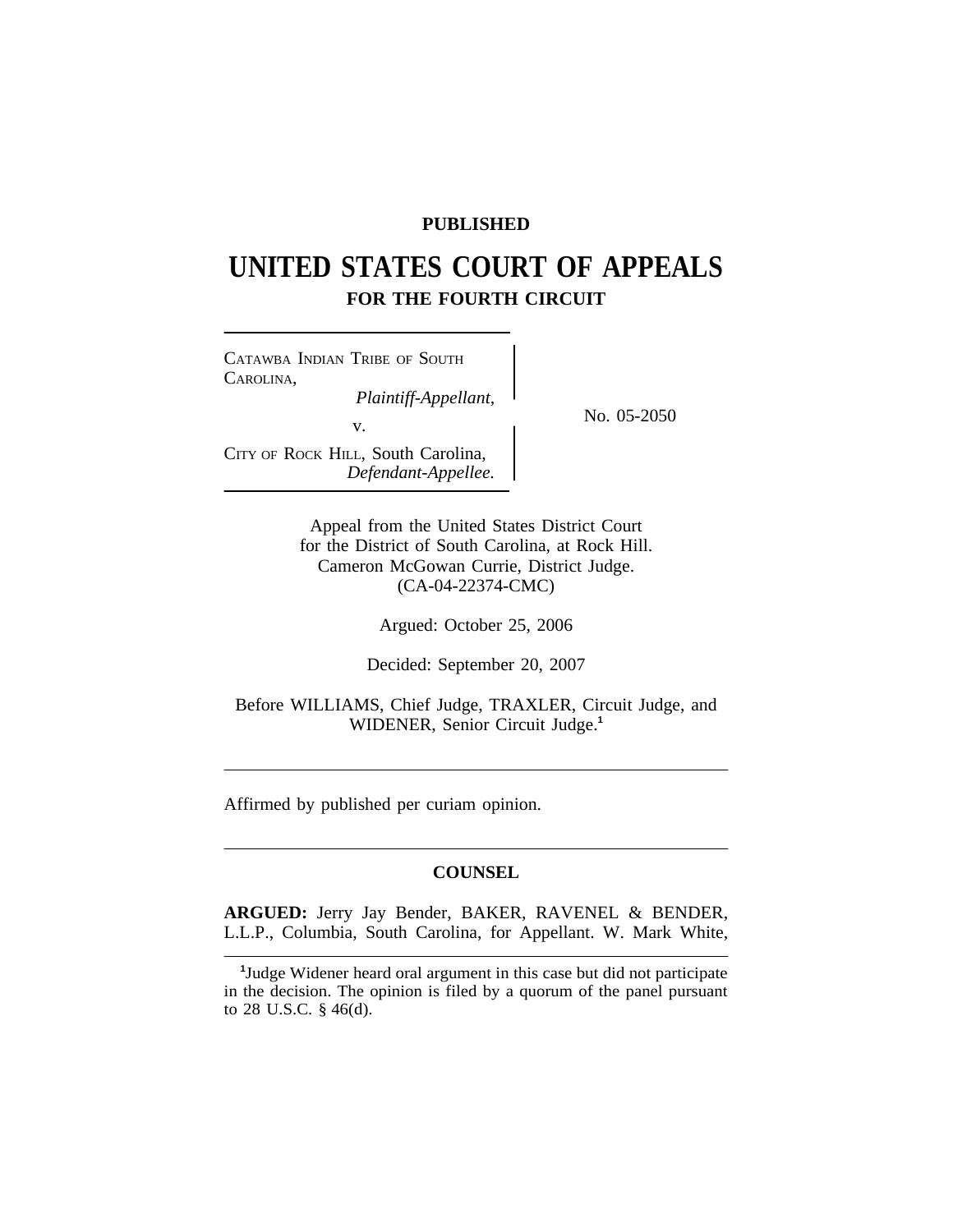**PUBLISHED**

# UNITED STATES COURT OF APPEALS
## FOR THE FOURTH CIRCUIT

CATAWBA INDIAN TRIBE OF SOUTH CAROLINA,
*Plaintiff-Appellant,*

v.

CITY OF ROCK HILL, South Carolina,
*Defendant-Appellee.*

No. 05-2050

Appeal from the United States District Court
for the District of South Carolina, at Rock Hill.
Cameron McGowan Currie, District Judge.
(CA-04-22374-CMC)

Argued: October 25, 2006

Decided: September 20, 2007

Before WILLIAMS, Chief Judge, TRAXLER, Circuit Judge, and WIDENER, Senior Circuit Judge.[1]

---

Affirmed by published per curiam opinion.

---

**COUNSEL**

**ARGUED:** Jerry Jay Bender, BAKER, RAVENEL & BENDER, L.L.P., Columbia, South Carolina, for Appellant. W. Mark White,

---

[1]Judge Widener heard oral argument in this case but did not participate in the decision. The opinion is filed by a quorum of the panel pursuant to 28 U.S.C. § 46(d).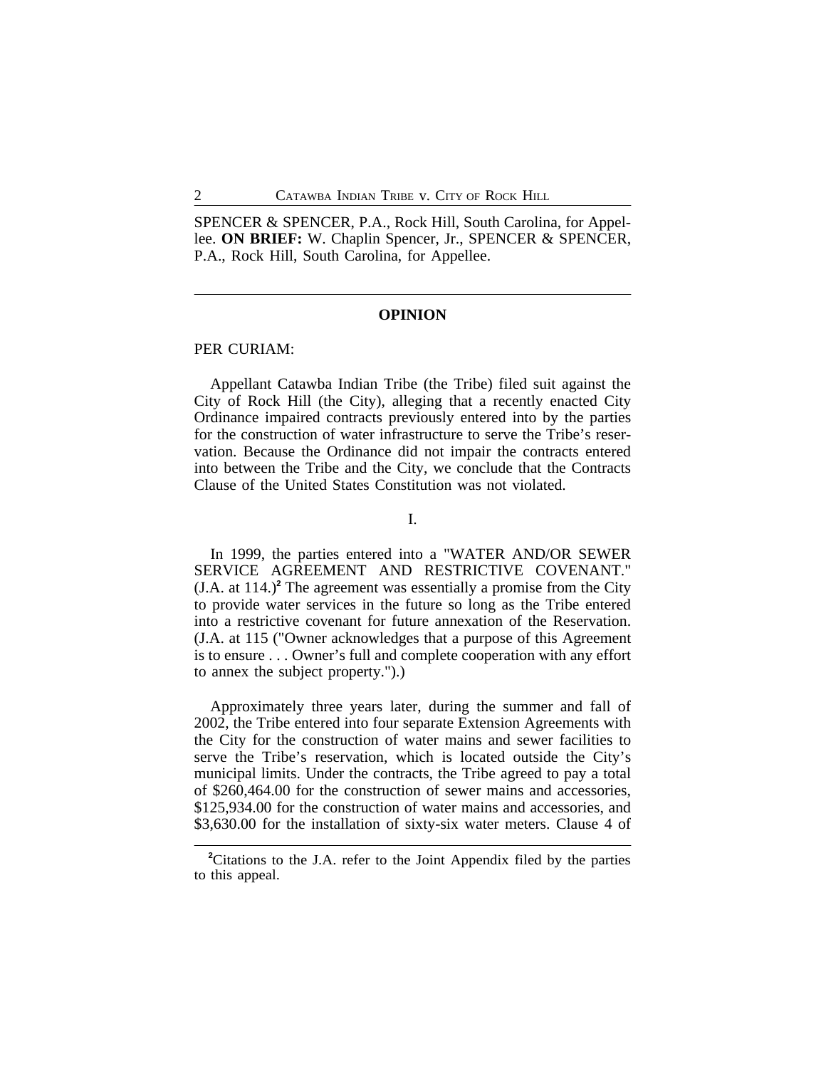SPENCER & SPENCER, P.A., Rock Hill, South Carolina, for Appellee. **ON BRIEF:** W. Chaplin Spencer, Jr., SPENCER & SPENCER, P.A., Rock Hill, South Carolina, for Appellee.

---

## OPINION

PER CURIAM:

Appellant Catawba Indian Tribe (the Tribe) filed suit against the City of Rock Hill (the City), alleging that a recently enacted City Ordinance impaired contracts previously entered into by the parties for the construction of water infrastructure to serve the Tribe's reservation. Because the Ordinance did not impair the contracts entered into between the Tribe and the City, we conclude that the Contracts Clause of the United States Constitution was not violated.

I.

In 1999, the parties entered into a "WATER AND/OR SEWER SERVICE AGREEMENT AND RESTRICTIVE COVENANT." (J.A. at 114.)[2] The agreement was essentially a promise from the City to provide water services in the future so long as the Tribe entered into a restrictive covenant for future annexation of the Reservation. (J.A. at 115 ("Owner acknowledges that a purpose of this Agreement is to ensure . . . Owner's full and complete cooperation with any effort to annex the subject property.").)

Approximately three years later, during the summer and fall of 2002, the Tribe entered into four separate Extension Agreements with the City for the construction of water mains and sewer facilities to serve the Tribe's reservation, which is located outside the City's municipal limits. Under the contracts, the Tribe agreed to pay a total of \$260,464.00 for the construction of sewer mains and accessories, \$125,934.00 for the construction of water mains and accessories, and \$3,630.00 for the installation of sixty-six water meters. Clause 4 of

[2]Citations to the J.A. refer to the Joint Appendix filed by the parties to this appeal.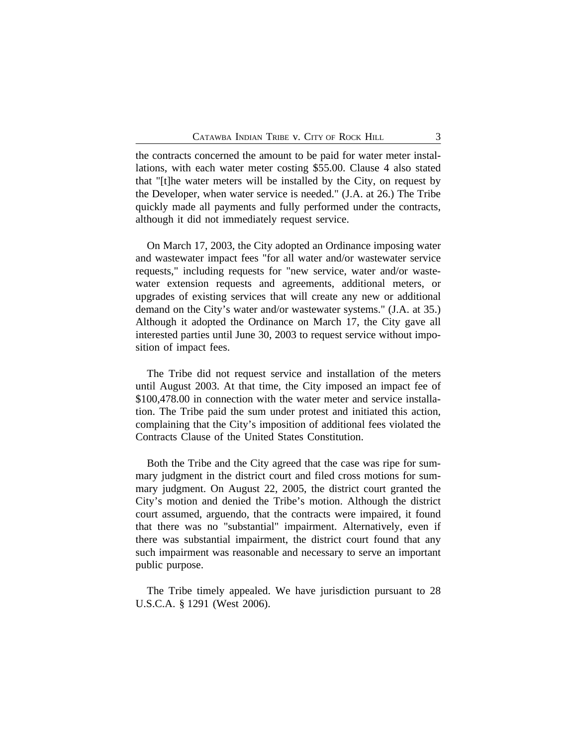the contracts concerned the amount to be paid for water meter installations, with each water meter costing $55.00. Clause 4 also stated that "[t]he water meters will be installed by the City, on request by the Developer, when water service is needed." (J.A. at 26.) The Tribe quickly made all payments and fully performed under the contracts, although it did not immediately request service.

On March 17, 2003, the City adopted an Ordinance imposing water and wastewater impact fees "for all water and/or wastewater service requests," including requests for "new service, water and/or wastewater extension requests and agreements, additional meters, or upgrades of existing services that will create any new or additional demand on the City's water and/or wastewater systems." (J.A. at 35.) Although it adopted the Ordinance on March 17, the City gave all interested parties until June 30, 2003 to request service without imposition of impact fees.

The Tribe did not request service and installation of the meters until August 2003. At that time, the City imposed an impact fee of $100,478.00 in connection with the water meter and service installation. The Tribe paid the sum under protest and initiated this action, complaining that the City's imposition of additional fees violated the Contracts Clause of the United States Constitution.

Both the Tribe and the City agreed that the case was ripe for summary judgment in the district court and filed cross motions for summary judgment. On August 22, 2005, the district court granted the City's motion and denied the Tribe's motion. Although the district court assumed, arguendo, that the contracts were impaired, it found that there was no "substantial" impairment. Alternatively, even if there was substantial impairment, the district court found that any such impairment was reasonable and necessary to serve an important public purpose.

The Tribe timely appealed. We have jurisdiction pursuant to 28 U.S.C.A. § 1291 (West 2006).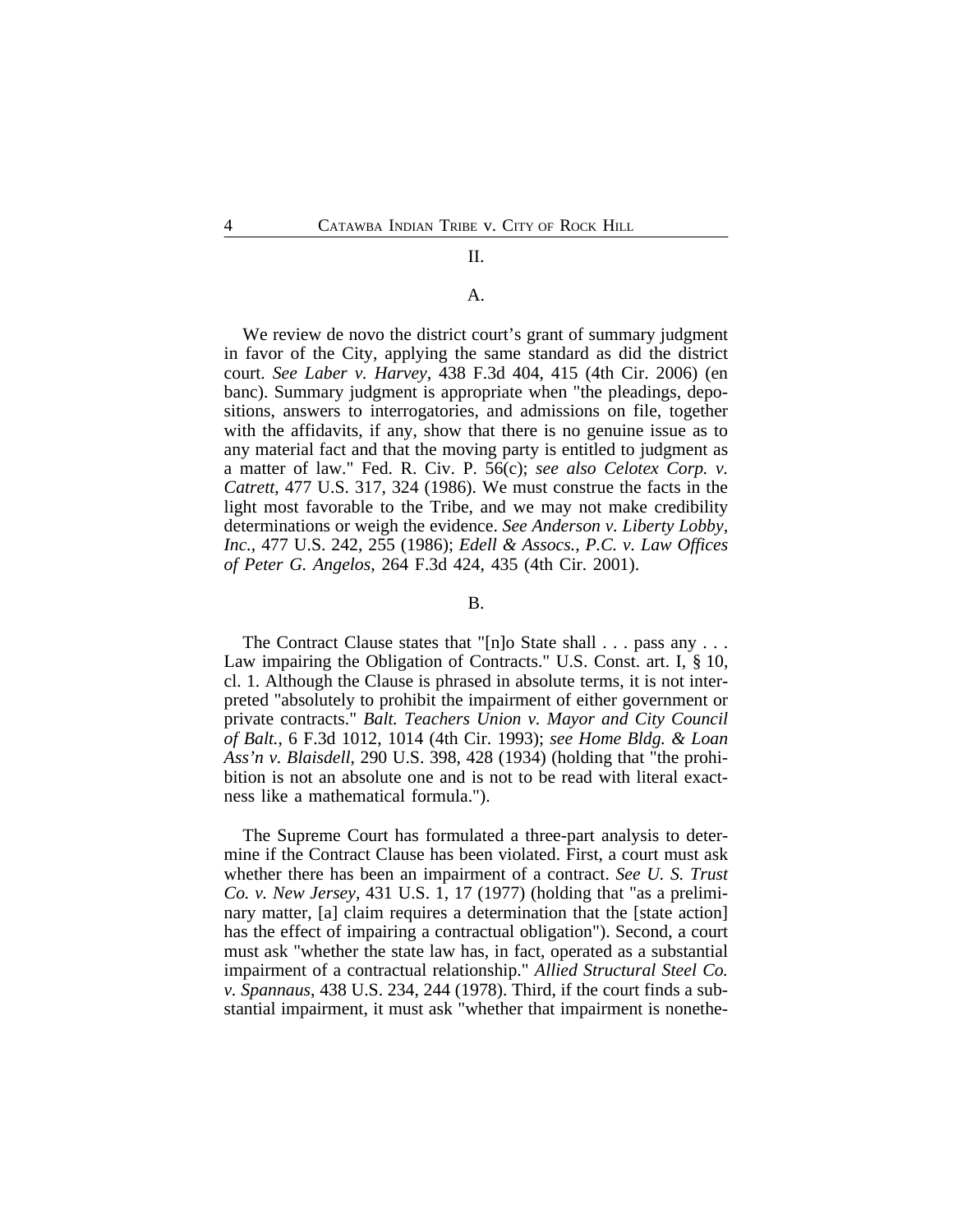## II.

### A.

We review de novo the district court's grant of summary judgment in favor of the City, applying the same standard as did the district court. *See Laber v. Harvey*, 438 F.3d 404, 415 (4th Cir. 2006) (en banc). Summary judgment is appropriate when "the pleadings, depositions, answers to interrogatories, and admissions on file, together with the affidavits, if any, show that there is no genuine issue as to any material fact and that the moving party is entitled to judgment as a matter of law." Fed. R. Civ. P. 56(c); *see also Celotex Corp. v. Catrett*, 477 U.S. 317, 324 (1986). We must construe the facts in the light most favorable to the Tribe, and we may not make credibility determinations or weigh the evidence. *See Anderson v. Liberty Lobby, Inc.*, 477 U.S. 242, 255 (1986); *Edell & Assocs., P.C. v. Law Offices of Peter G. Angelos*, 264 F.3d 424, 435 (4th Cir. 2001).

### B.

The Contract Clause states that "[n]o State shall . . . pass any . . . Law impairing the Obligation of Contracts." U.S. Const. art. I, § 10, cl. 1. Although the Clause is phrased in absolute terms, it is not interpreted "absolutely to prohibit the impairment of either government or private contracts." *Balt. Teachers Union v. Mayor and City Council of Balt.*, 6 F.3d 1012, 1014 (4th Cir. 1993); *see Home Bldg. & Loan Ass'n v. Blaisdell*, 290 U.S. 398, 428 (1934) (holding that "the prohibition is not an absolute one and is not to be read with literal exactness like a mathematical formula.").

The Supreme Court has formulated a three-part analysis to determine if the Contract Clause has been violated. First, a court must ask whether there has been an impairment of a contract. *See U. S. Trust Co. v. New Jersey*, 431 U.S. 1, 17 (1977) (holding that "as a preliminary matter, [a] claim requires a determination that the [state action] has the effect of impairing a contractual obligation"). Second, a court must ask "whether the state law has, in fact, operated as a substantial impairment of a contractual relationship." *Allied Structural Steel Co. v. Spannaus*, 438 U.S. 234, 244 (1978). Third, if the court finds a substantial impairment, it must ask "whether that impairment is nonethe-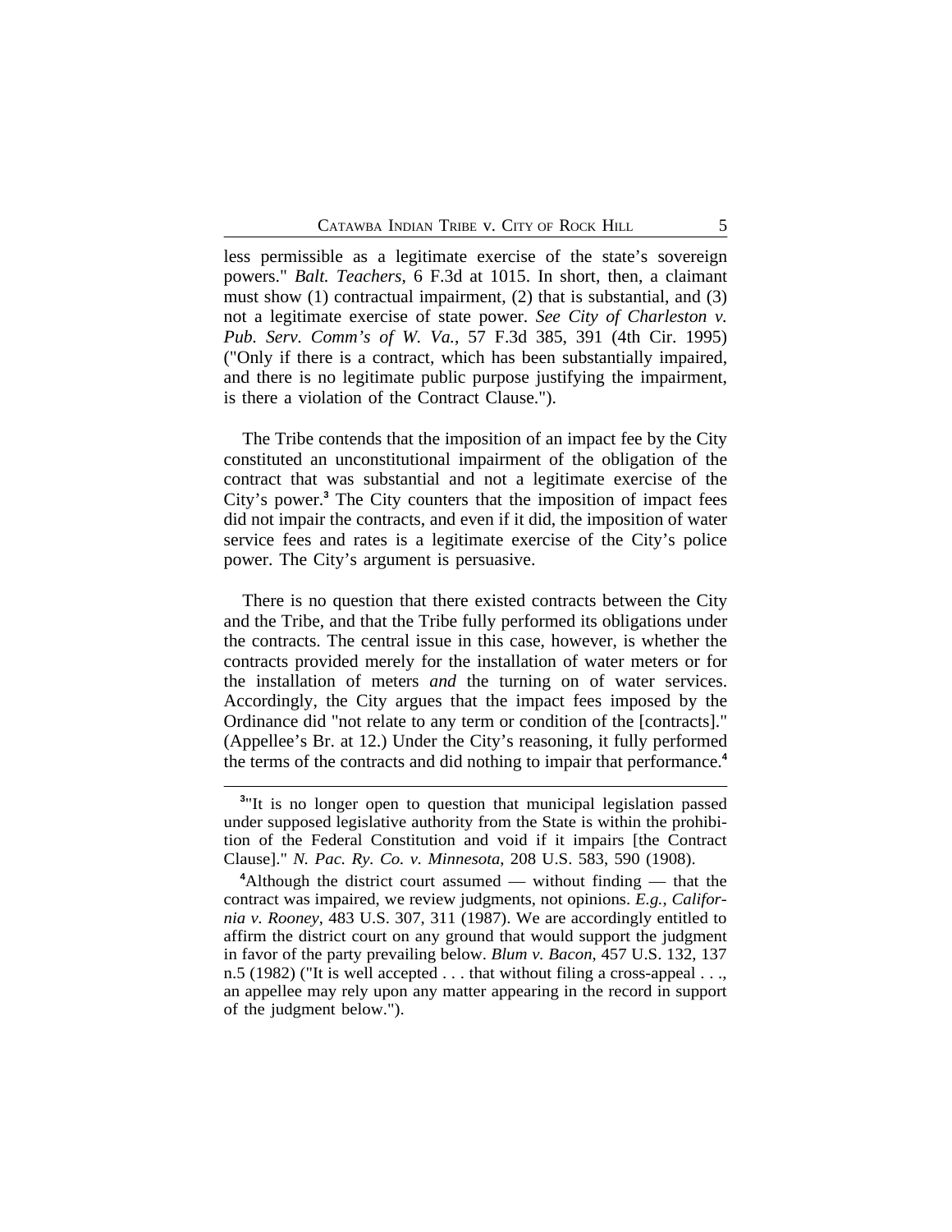less permissible as a legitimate exercise of the state's sovereign powers." *Balt. Teachers*, 6 F.3d at 1015. In short, then, a claimant must show (1) contractual impairment, (2) that is substantial, and (3) not a legitimate exercise of state power. *See City of Charleston v. Pub. Serv. Comm's of W. Va.*, 57 F.3d 385, 391 (4th Cir. 1995) ("Only if there is a contract, which has been substantially impaired, and there is no legitimate public purpose justifying the impairment, is there a violation of the Contract Clause.").

The Tribe contends that the imposition of an impact fee by the City constituted an unconstitutional impairment of the obligation of the contract that was substantial and not a legitimate exercise of the City's power.[3] The City counters that the imposition of impact fees did not impair the contracts, and even if it did, the imposition of water service fees and rates is a legitimate exercise of the City's police power. The City's argument is persuasive.

There is no question that there existed contracts between the City and the Tribe, and that the Tribe fully performed its obligations under the contracts. The central issue in this case, however, is whether the contracts provided merely for the installation of water meters or for the installation of meters *and* the turning on of water services. Accordingly, the City argues that the impact fees imposed by the Ordinance did "not relate to any term or condition of the [contracts]." (Appellee's Br. at 12.) Under the City's reasoning, it fully performed the terms of the contracts and did nothing to impair that performance.[4]

---

[3]"It is no longer open to question that municipal legislation passed under supposed legislative authority from the State is within the prohibition of the Federal Constitution and void if it impairs [the Contract Clause]." *N. Pac. Ry. Co. v. Minnesota*, 208 U.S. 583, 590 (1908).

[4]Although the district court assumed — without finding — that the contract was impaired, we review judgments, not opinions. *E.g.*, *California v. Rooney*, 483 U.S. 307, 311 (1987). We are accordingly entitled to affirm the district court on any ground that would support the judgment in favor of the party prevailing below. *Blum v. Bacon*, 457 U.S. 132, 137 n.5 (1982) ("It is well accepted . . . that without filing a cross-appeal . . ., an appellee may rely upon any matter appearing in the record in support of the judgment below.").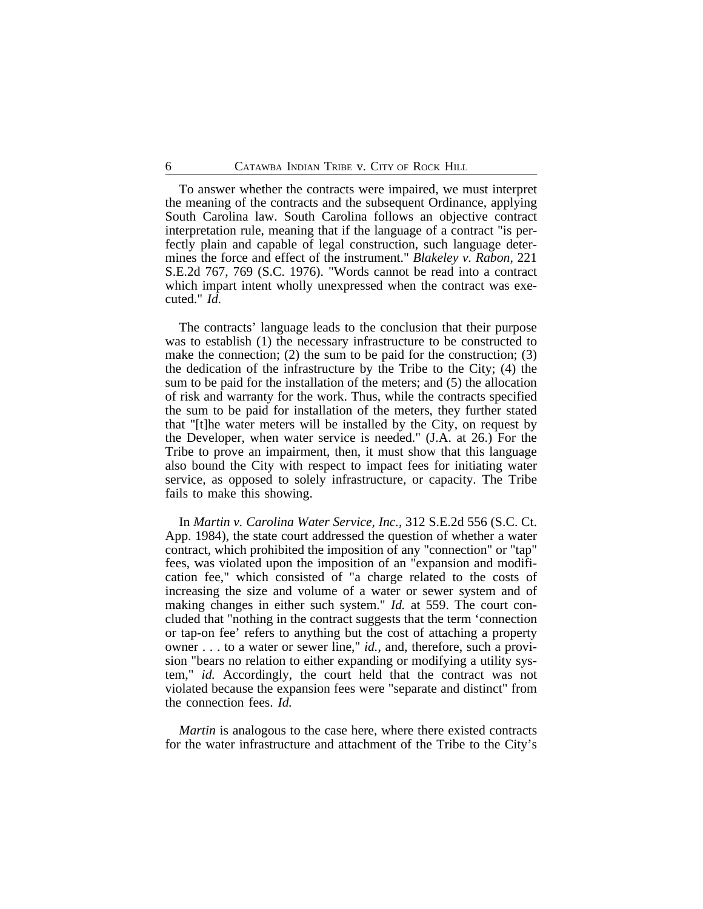To answer whether the contracts were impaired, we must interpret the meaning of the contracts and the subsequent Ordinance, applying South Carolina law. South Carolina follows an objective contract interpretation rule, meaning that if the language of a contract "is perfectly plain and capable of legal construction, such language determines the force and effect of the instrument." *Blakeley v. Rabon*, 221 S.E.2d 767, 769 (S.C. 1976). "Words cannot be read into a contract which impart intent wholly unexpressed when the contract was executed." *Id.*

The contracts' language leads to the conclusion that their purpose was to establish (1) the necessary infrastructure to be constructed to make the connection; (2) the sum to be paid for the construction; (3) the dedication of the infrastructure by the Tribe to the City; (4) the sum to be paid for the installation of the meters; and (5) the allocation of risk and warranty for the work. Thus, while the contracts specified the sum to be paid for installation of the meters, they further stated that "[t]he water meters will be installed by the City, on request by the Developer, when water service is needed." (J.A. at 26.) For the Tribe to prove an impairment, then, it must show that this language also bound the City with respect to impact fees for initiating water service, as opposed to solely infrastructure, or capacity. The Tribe fails to make this showing.

In *Martin v. Carolina Water Service, Inc.*, 312 S.E.2d 556 (S.C. Ct. App. 1984), the state court addressed the question of whether a water contract, which prohibited the imposition of any "connection" or "tap" fees, was violated upon the imposition of an "expansion and modification fee," which consisted of "a charge related to the costs of increasing the size and volume of a water or sewer system and of making changes in either such system." *Id.* at 559. The court concluded that "nothing in the contract suggests that the term 'connection or tap-on fee' refers to anything but the cost of attaching a property owner . . . to a water or sewer line," *id.*, and, therefore, such a provision "bears no relation to either expanding or modifying a utility system," *id.* Accordingly, the court held that the contract was not violated because the expansion fees were "separate and distinct" from the connection fees. *Id.*

*Martin* is analogous to the case here, where there existed contracts for the water infrastructure and attachment of the Tribe to the City's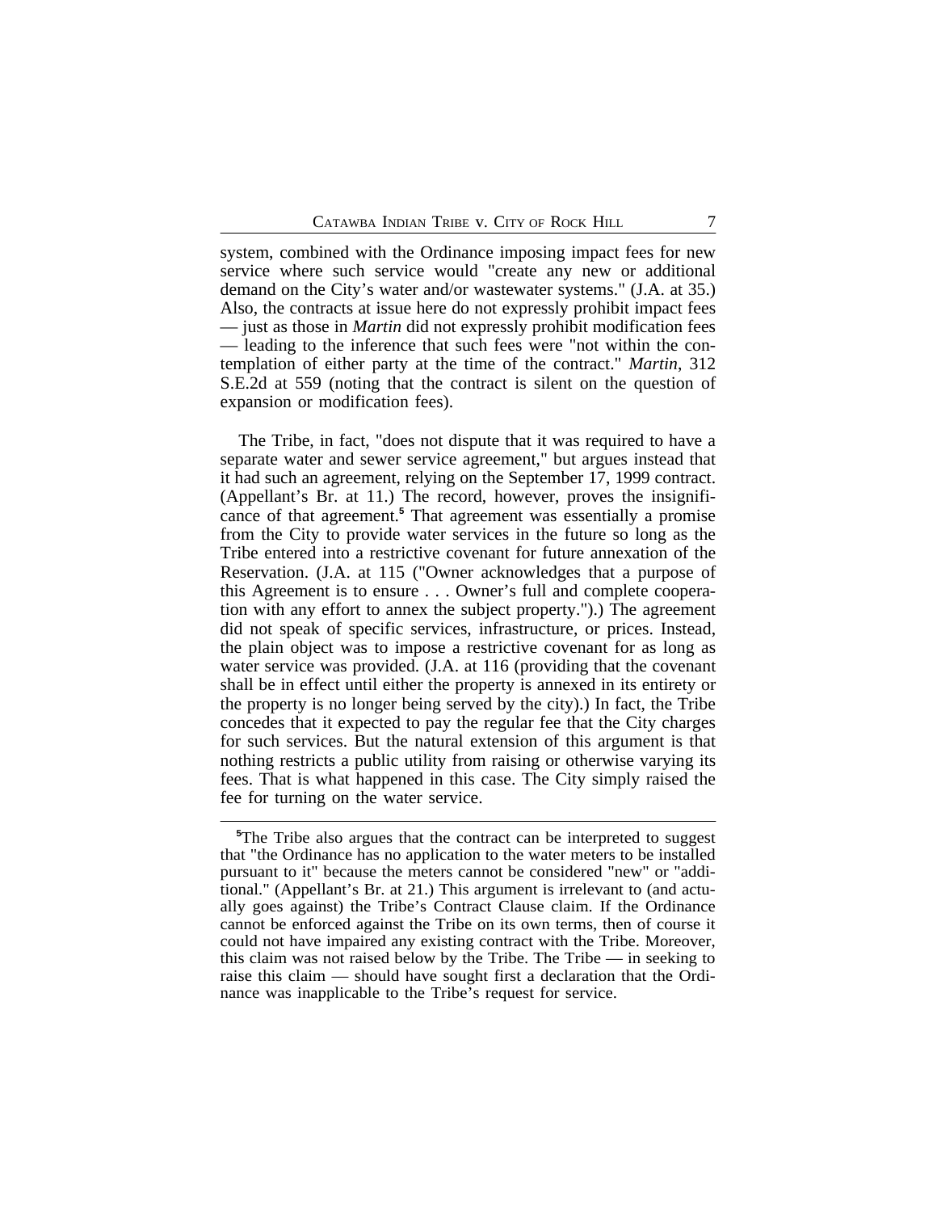system, combined with the Ordinance imposing impact fees for new service where such service would "create any new or additional demand on the City's water and/or wastewater systems." (J.A. at 35.) Also, the contracts at issue here do not expressly prohibit impact fees — just as those in *Martin* did not expressly prohibit modification fees — leading to the inference that such fees were "not within the contemplation of either party at the time of the contract." *Martin*, 312 S.E.2d at 559 (noting that the contract is silent on the question of expansion or modification fees).

The Tribe, in fact, "does not dispute that it was required to have a separate water and sewer service agreement," but argues instead that it had such an agreement, relying on the September 17, 1999 contract. (Appellant's Br. at 11.) The record, however, proves the insignificance of that agreement.[5] That agreement was essentially a promise from the City to provide water services in the future so long as the Tribe entered into a restrictive covenant for future annexation of the Reservation. (J.A. at 115 ("Owner acknowledges that a purpose of this Agreement is to ensure . . . Owner's full and complete cooperation with any effort to annex the subject property.").) The agreement did not speak of specific services, infrastructure, or prices. Instead, the plain object was to impose a restrictive covenant for as long as water service was provided. (J.A. at 116 (providing that the covenant shall be in effect until either the property is annexed in its entirety or the property is no longer being served by the city).) In fact, the Tribe concedes that it expected to pay the regular fee that the City charges for such services. But the natural extension of this argument is that nothing restricts a public utility from raising or otherwise varying its fees. That is what happened in this case. The City simply raised the fee for turning on the water service.

---

[5]The Tribe also argues that the contract can be interpreted to suggest that "the Ordinance has no application to the water meters to be installed pursuant to it" because the meters cannot be considered "new" or "additional." (Appellant's Br. at 21.) This argument is irrelevant to (and actually goes against) the Tribe's Contract Clause claim. If the Ordinance cannot be enforced against the Tribe on its own terms, then of course it could not have impaired any existing contract with the Tribe. Moreover, this claim was not raised below by the Tribe. The Tribe — in seeking to raise this claim — should have sought first a declaration that the Ordinance was inapplicable to the Tribe's request for service.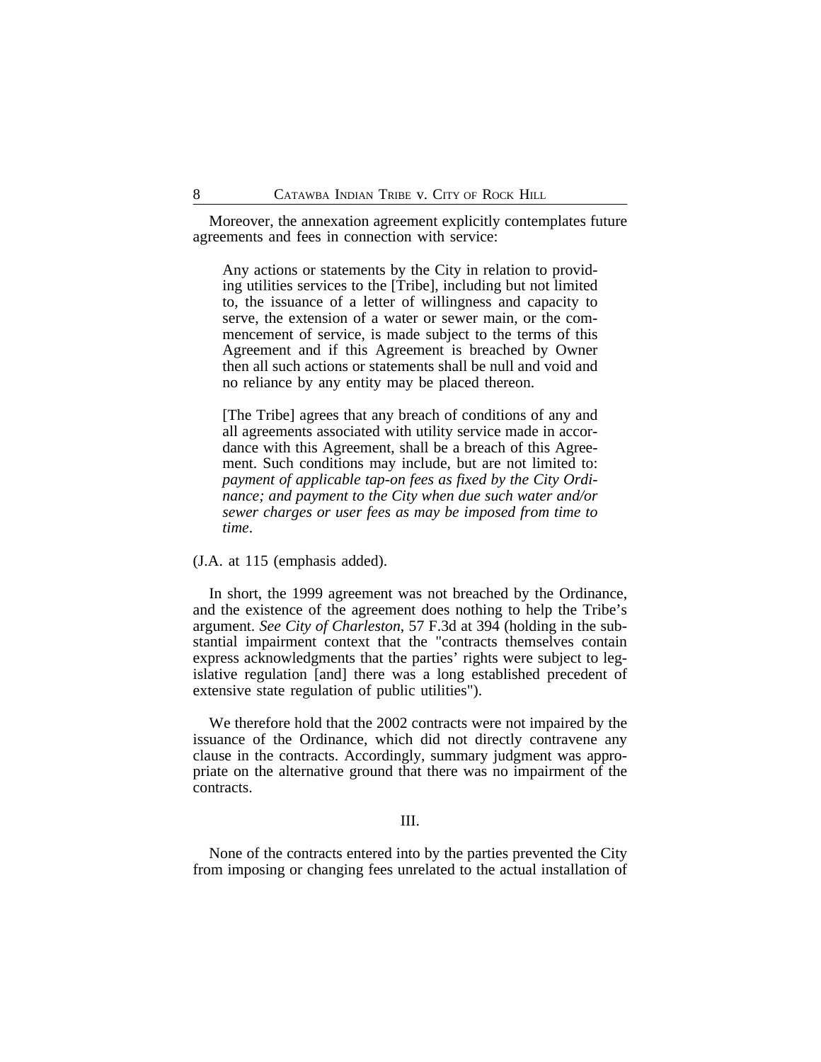Moreover, the annexation agreement explicitly contemplates future agreements and fees in connection with service:

> Any actions or statements by the City in relation to providing utilities services to the [Tribe], including but not limited to, the issuance of a letter of willingness and capacity to serve, the extension of a water or sewer main, or the commencement of service, is made subject to the terms of this Agreement and if this Agreement is breached by Owner then all such actions or statements shall be null and void and no reliance by any entity may be placed thereon.
>
> [The Tribe] agrees that any breach of conditions of any and all agreements associated with utility service made in accordance with this Agreement, shall be a breach of this Agreement. Such conditions may include, but are not limited to: *payment of applicable tap-on fees as fixed by the City Ordinance; and payment to the City when due such water and/or sewer charges or user fees as may be imposed from time to time*.

(J.A. at 115 (emphasis added).

In short, the 1999 agreement was not breached by the Ordinance, and the existence of the agreement does nothing to help the Tribe's argument. *See City of Charleston*, 57 F.3d at 394 (holding in the substantial impairment context that the "contracts themselves contain express acknowledgments that the parties' rights were subject to legislative regulation [and] there was a long established precedent of extensive state regulation of public utilities").

We therefore hold that the 2002 contracts were not impaired by the issuance of the Ordinance, which did not directly contravene any clause in the contracts. Accordingly, summary judgment was appropriate on the alternative ground that there was no impairment of the contracts.

## III.

None of the contracts entered into by the parties prevented the City from imposing or changing fees unrelated to the actual installation of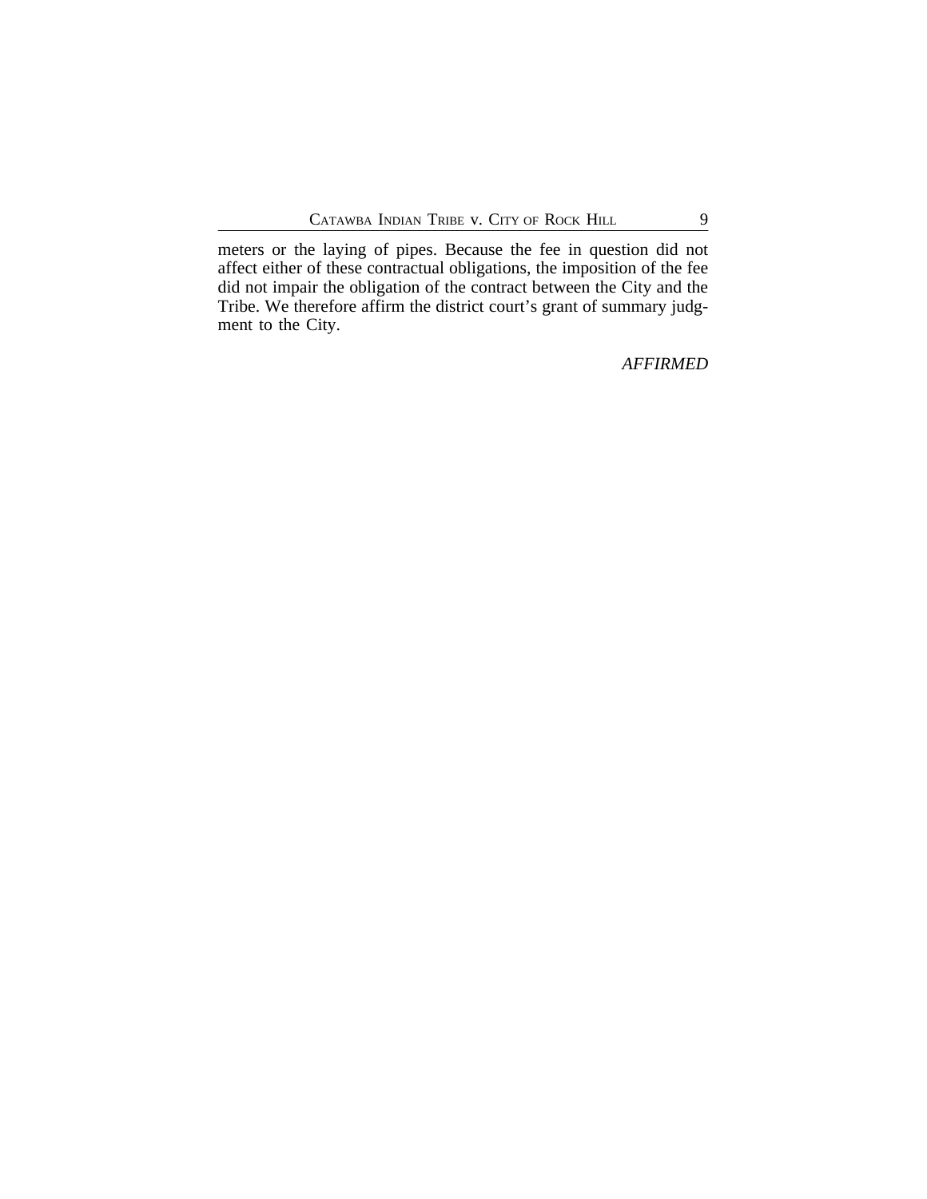meters or the laying of pipes. Because the fee in question did not affect either of these contractual obligations, the imposition of the fee did not impair the obligation of the contract between the City and the Tribe. We therefore affirm the district court's grant of summary judgment to the City.

*AFFIRMED*